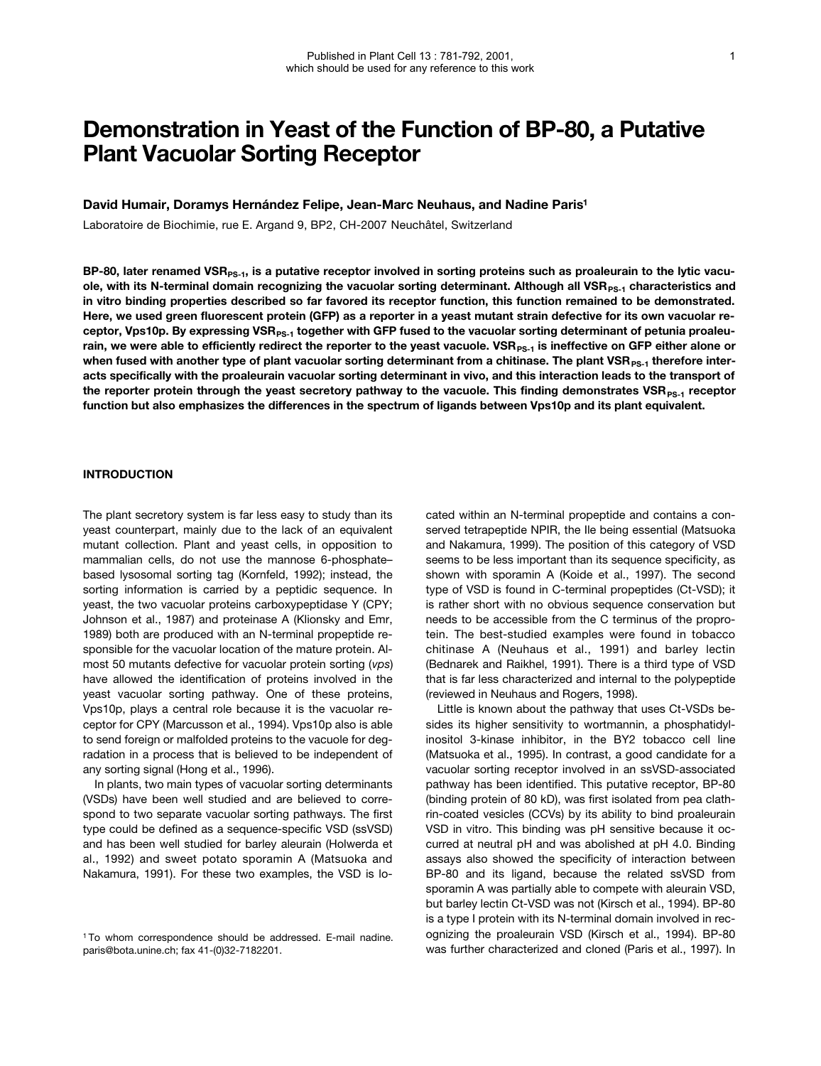Published in Plant Cell 13 : 781-792, 2001, which should be used for any reference to this work

# Demonstration in Yeast of the Function of BP-80, a Putative Plant Vacuolar Sorting Receptor

**David Humair, Doramys Hernández Felipe, Jean-Marc Neuhaus, and Nadine Paris[1]**

Laboratoire de Biochimie, rue E. Argand 9, BP2, CH-2007 Neuchâtel, Switzerland

**BP-80, later renamed $VSR_{PS-1}$, is a putative receptor involved in sorting proteins such as proaleurain to the lytic vacuole, with its N-terminal domain recognizing the vacuolar sorting determinant. Although all $VSR_{PS-1}$ characteristics and in vitro binding properties described so far favored its receptor function, this function remained to be demonstrated. Here, we used green fluorescent protein (GFP) as a reporter in a yeast mutant strain defective for its own vacuolar receptor, Vps10p. By expressing $VSR_{PS-1}$ together with GFP fused to the vacuolar sorting determinant of petunia proaleurain, we were able to efficiently redirect the reporter to the yeast vacuole. $VSR_{PS-1}$ is ineffective on GFP either alone or when fused with another type of plant vacuolar sorting determinant from a chitinase. The plant $VSR_{PS-1}$ therefore interacts specifically with the proaleurain vacuolar sorting determinant in vivo, and this interaction leads to the transport of the reporter protein through the yeast secretory pathway to the vacuole. This finding demonstrates $VSR_{PS-1}$ receptor function but also emphasizes the differences in the spectrum of ligands between Vps10p and its plant equivalent.**

## INTRODUCTION

The plant secretory system is far less easy to study than its yeast counterpart, mainly due to the lack of an equivalent mutant collection. Plant and yeast cells, in opposition to mammalian cells, do not use the mannose 6-phosphate–based lysosomal sorting tag (Kornfeld, 1992); instead, the sorting information is carried by a peptidic sequence. In yeast, the two vacuolar proteins carboxypeptidase Y (CPY; Johnson et al., 1987) and proteinase A (Klionsky and Emr, 1989) both are produced with an N-terminal propeptide responsible for the vacuolar location of the mature protein. Almost 50 mutants defective for vacuolar protein sorting (*vps*) have allowed the identification of proteins involved in the yeast vacuolar sorting pathway. One of these proteins, Vps10p, plays a central role because it is the vacuolar receptor for CPY (Marcusson et al., 1994). Vps10p also is able to send foreign or malfolded proteins to the vacuole for degradation in a process that is believed to be independent of any sorting signal (Hong et al., 1996).

In plants, two main types of vacuolar sorting determinants (VSDs) have been well studied and are believed to correspond to two separate vacuolar sorting pathways. The first type could be defined as a sequence-specific VSD (ssVSD) and has been well studied for barley aleurain (Holwerda et al., 1992) and sweet potato sporamin A (Matsuoka and Nakamura, 1991). For these two examples, the VSD is located within an N-terminal propeptide and contains a conserved tetrapeptide NPIR, the Ile being essential (Matsuoka and Nakamura, 1999). The position of this category of VSD seems to be less important than its sequence specificity, as shown with sporamin A (Koide et al., 1997). The second type of VSD is found in C-terminal propeptides (Ct-VSD); it is rather short with no obvious sequence conservation but needs to be accessible from the C terminus of the proprotein. The best-studied examples were found in tobacco chitinase A (Neuhaus et al., 1991) and barley lectin (Bednarek and Raikhel, 1991). There is a third type of VSD that is far less characterized and internal to the polypeptide (reviewed in Neuhaus and Rogers, 1998).

Little is known about the pathway that uses Ct-VSDs besides its higher sensitivity to wortmannin, a phosphatidylinositol 3-kinase inhibitor, in the BY2 tobacco cell line (Matsuoka et al., 1995). In contrast, a good candidate for a vacuolar sorting receptor involved in an ssVSD-associated pathway has been identified. This putative receptor, BP-80 (binding protein of 80 kD), was first isolated from pea clathrin-coated vesicles (CCVs) by its ability to bind proaleurain VSD in vitro. This binding was pH sensitive because it occurred at neutral pH and was abolished at pH 4.0. Binding assays also showed the specificity of interaction between BP-80 and its ligand, because the related ssVSD from sporamin A was partially able to compete with aleurain VSD, but barley lectin Ct-VSD was not (Kirsch et al., 1994). BP-80 is a type I protein with its N-terminal domain involved in recognizing the proaleurain VSD (Kirsch et al., 1994). BP-80 was further characterized and cloned (Paris et al., 1997). In

[1] To whom correspondence should be addressed. E-mail nadine.paris@bota.unine.ch; fax 41-(0)32-7182201.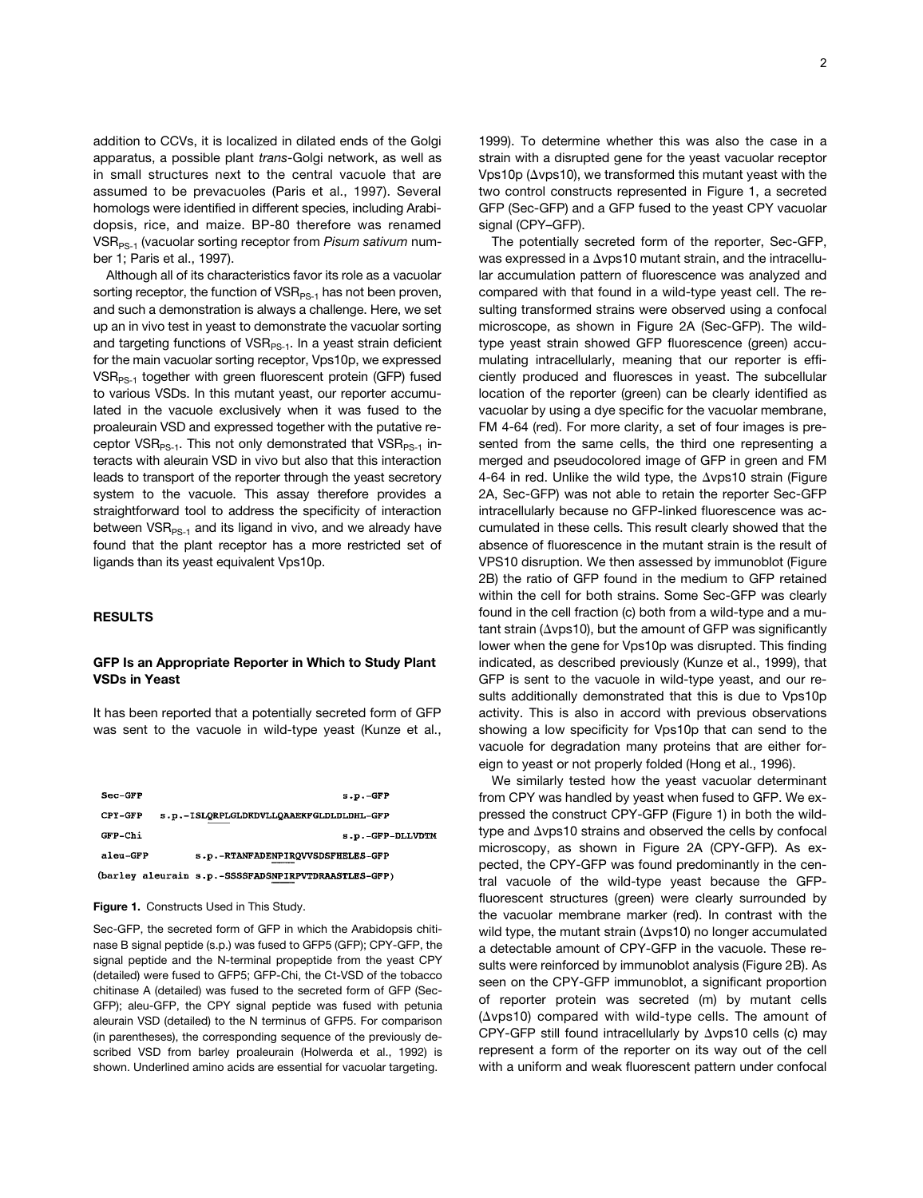addition to CCVs, it is localized in dilated ends of the Golgi apparatus, a possible plant *trans*-Golgi network, as well as in small structures next to the central vacuole that are assumed to be prevacuoles (Paris et al., 1997). Several homologs were identified in different species, including Arabidopsis, rice, and maize. BP-80 therefore was renamed $VSR_{PS-1}$ (vacuolar sorting receptor from *Pisum sativum* number 1; Paris et al., 1997).

Although all of its characteristics favor its role as a vacuolar sorting receptor, the function of $VSR_{PS-1}$ has not been proven, and such a demonstration is always a challenge. Here, we set up an in vivo test in yeast to demonstrate the vacuolar sorting and targeting functions of $VSR_{PS-1}$. In a yeast strain deficient for the main vacuolar sorting receptor, Vps10p, we expressed $VSR_{PS-1}$ together with green fluorescent protein (GFP) fused to various VSDs. In this mutant yeast, our reporter accumulated in the vacuole exclusively when it was fused to the proaleurain VSD and expressed together with the putative receptor $VSR_{PS-1}$. This not only demonstrated that $VSR_{PS-1}$ interacts with aleurain VSD in vivo but also that this interaction leads to transport of the reporter through the yeast secretory system to the vacuole. This assay therefore provides a straightforward tool to address the specificity of interaction between $VSR_{PS-1}$ and its ligand in vivo, and we already have found that the plant receptor has a more restricted set of ligands than its yeast equivalent Vps10p.

## RESULTS

### GFP Is an Appropriate Reporter in Which to Study Plant VSDs in Yeast

It has been reported that a potentially secreted form of GFP was sent to the vacuole in wild-type yeast (Kunze et al., 1999). To determine whether this was also the case in a strain with a disrupted gene for the yeast vacuolar receptor Vps10p (Δvps10), we transformed this mutant yeast with the two control constructs represented in Figure 1, a secreted GFP (Sec-GFP) and a GFP fused to the yeast CPY vacuolar signal (CPY–GFP).

```
Sec-GFP                                            s.p.-GFP
CPY-GFP    s.p.-ISLQRPLGLDKDVLLQAAEKFGLDLDLDHL-GFP
GFP-Chi                                            s.p.-GFP-DLLVDTM
aleu-GFP           s.p.-RTANFADENPIRQVVSDSFHELES-GFP
(barley aleurain s.p.-SSSSFADSNPIRPVTDRAASTLES-GFP)
```

**Figure 1.** Constructs Used in This Study.

Sec-GFP, the secreted form of GFP in which the Arabidopsis chitinase B signal peptide (s.p.) was fused to GFP5 (GFP); CPY-GFP, the signal peptide and the N-terminal propeptide from the yeast CPY (detailed) were fused to GFP5; GFP-Chi, the Ct-VSD of the tobacco chitinase A (detailed) was fused to the secreted form of GFP (Sec-GFP); aleu-GFP, the CPY signal peptide was fused with petunia aleurain VSD (detailed) to the N terminus of GFP5. For comparison (in parentheses), the corresponding sequence of the previously described VSD from barley proaleurain (Holwerda et al., 1992) is shown. Underlined amino acids are essential for vacuolar targeting.

The potentially secreted form of the reporter, Sec-GFP, was expressed in a Δvps10 mutant strain, and the intracellular accumulation pattern of fluorescence was analyzed and compared with that found in a wild-type yeast cell. The resulting transformed strains were observed using a confocal microscope, as shown in Figure 2A (Sec-GFP). The wild-type yeast strain showed GFP fluorescence (green) accumulating intracellularly, meaning that our reporter is efficiently produced and fluoresces in yeast. The subcellular location of the reporter (green) can be clearly identified as vacuolar by using a dye specific for the vacuolar membrane, FM 4-64 (red). For more clarity, a set of four images is presented from the same cells, the third one representing a merged and pseudocolored image of GFP in green and FM 4-64 in red. Unlike the wild type, the Δvps10 strain (Figure 2A, Sec-GFP) was not able to retain the reporter Sec-GFP intracellularly because no GFP-linked fluorescence was accumulated in these cells. This result clearly showed that the absence of fluorescence in the mutant strain is the result of VPS10 disruption. We then assessed by immunoblot (Figure 2B) the ratio of GFP found in the medium to GFP retained within the cell for both strains. Some Sec-GFP was clearly found in the cell fraction (c) both from a wild-type and a mutant strain (Δvps10), but the amount of GFP was significantly lower when the gene for Vps10p was disrupted. This finding indicated, as described previously (Kunze et al., 1999), that GFP is sent to the vacuole in wild-type yeast, and our results additionally demonstrated that this is due to Vps10p activity. This is also in accord with previous observations showing a low specificity for Vps10p that can send to the vacuole for degradation many proteins that are either foreign to yeast or not properly folded (Hong et al., 1996).

We similarly tested how the yeast vacuolar determinant from CPY was handled by yeast when fused to GFP. We expressed the construct CPY-GFP (Figure 1) in both the wild-type and Δvps10 strains and observed the cells by confocal microscopy, as shown in Figure 2A (CPY-GFP). As expected, the CPY-GFP was found predominantly in the central vacuole of the wild-type yeast because the GFP-fluorescent structures (green) were clearly surrounded by the vacuolar membrane marker (red). In contrast with the wild type, the mutant strain (Δvps10) no longer accumulated a detectable amount of CPY-GFP in the vacuole. These results were reinforced by immunoblot analysis (Figure 2B). As seen on the CPY-GFP immunoblot, a significant proportion of reporter protein was secreted (m) by mutant cells (Δvps10) compared with wild-type cells. The amount of CPY-GFP still found intracellularly by Δvps10 cells (c) may represent a form of the reporter on its way out of the cell with a uniform and weak fluorescent pattern under confocal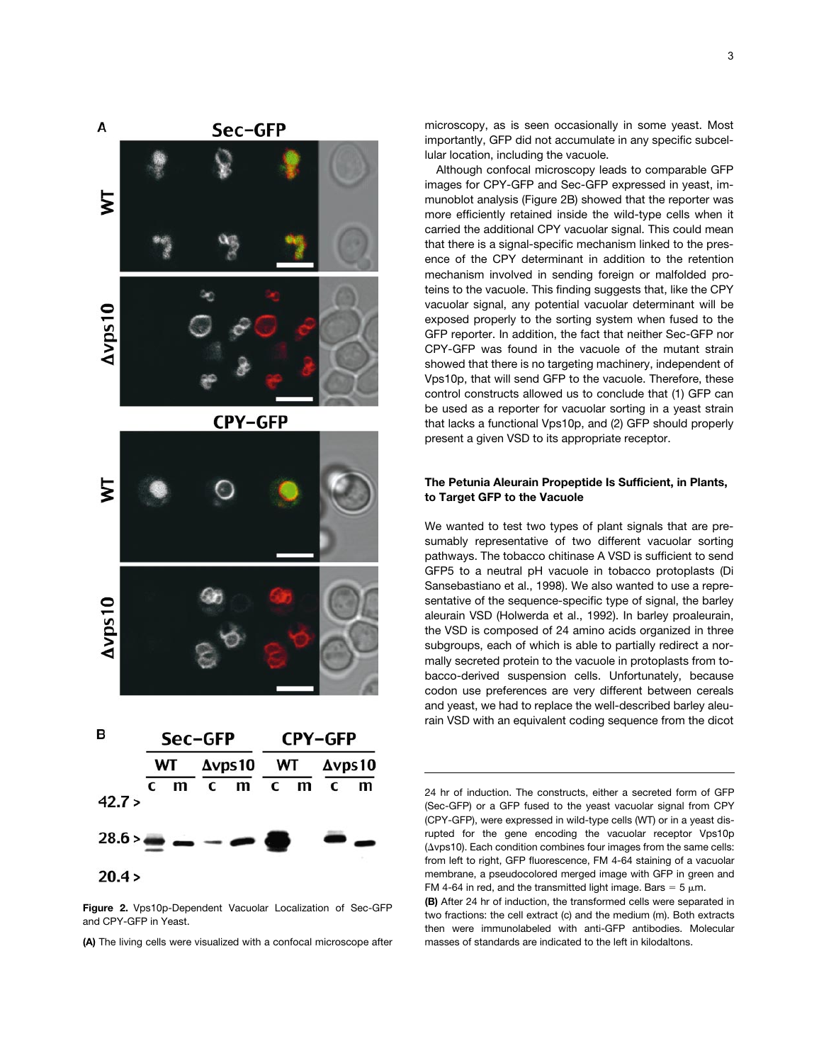microscopy, as is seen occasionally in some yeast. Most importantly, GFP did not accumulate in any specific subcellular location, including the vacuole.

Although confocal microscopy leads to comparable GFP images for CPY-GFP and Sec-GFP expressed in yeast, immunoblot analysis (Figure 2B) showed that the reporter was more efficiently retained inside the wild-type cells when it carried the additional CPY vacuolar signal. This could mean that there is a signal-specific mechanism linked to the presence of the CPY determinant in addition to the retention mechanism involved in sending foreign or malfolded proteins to the vacuole. This finding suggests that, like the CPY vacuolar signal, any potential vacuolar determinant will be exposed properly to the sorting system when fused to the GFP reporter. In addition, the fact that neither Sec-GFP nor CPY-GFP was found in the vacuole of the mutant strain showed that there is no targeting machinery, independent of Vps10p, that will send GFP to the vacuole. Therefore, these control constructs allowed us to conclude that (1) GFP can be used as a reporter for vacuolar sorting in a yeast strain that lacks a functional Vps10p, and (2) GFP should properly present a given VSD to its appropriate receptor.

## The Petunia Aleurain Propeptide Is Sufficient, in Plants, to Target GFP to the Vacuole

We wanted to test two types of plant signals that are presumably representative of two different vacuolar sorting pathways. The tobacco chitinase A VSD is sufficient to send GFP5 to a neutral pH vacuole in tobacco protoplasts (Di Sansebastiano et al., 1998). We also wanted to use a representative of the sequence-specific type of signal, the barley aleurain VSD (Holwerda et al., 1992). In barley proaleurain, the VSD is composed of 24 amino acids organized in three subgroups, each of which is able to partially redirect a normally secreted protein to the vacuole in protoplasts from tobacco-derived suspension cells. Unfortunately, because codon use preferences are very different between cereals and yeast, we had to replace the well-described barley aleurain VSD with an equivalent coding sequence from the dicot

**Figure 2.** Vps10p-Dependent Vacuolar Localization of Sec-GFP and CPY-GFP in Yeast.

**(A)** The living cells were visualized with a confocal microscope after 24 hr of induction. The constructs, either a secreted form of GFP (Sec-GFP) or a GFP fused to the yeast vacuolar signal from CPY (CPY-GFP), were expressed in wild-type cells (WT) or in a yeast disrupted for the gene encoding the vacuolar receptor Vps10p (Δvps10). Each condition combines four images from the same cells: from left to right, GFP fluorescence, FM 4-64 staining of a vacuolar membrane, a pseudocolored merged image with GFP in green and FM 4-64 in red, and the transmitted light image. Bars = 5 μm.

**(B)** After 24 hr of induction, the transformed cells were separated in two fractions: the cell extract (c) and the medium (m). Both extracts then were immunolabeled with anti-GFP antibodies. Molecular masses of standards are indicated to the left in kilodaltons.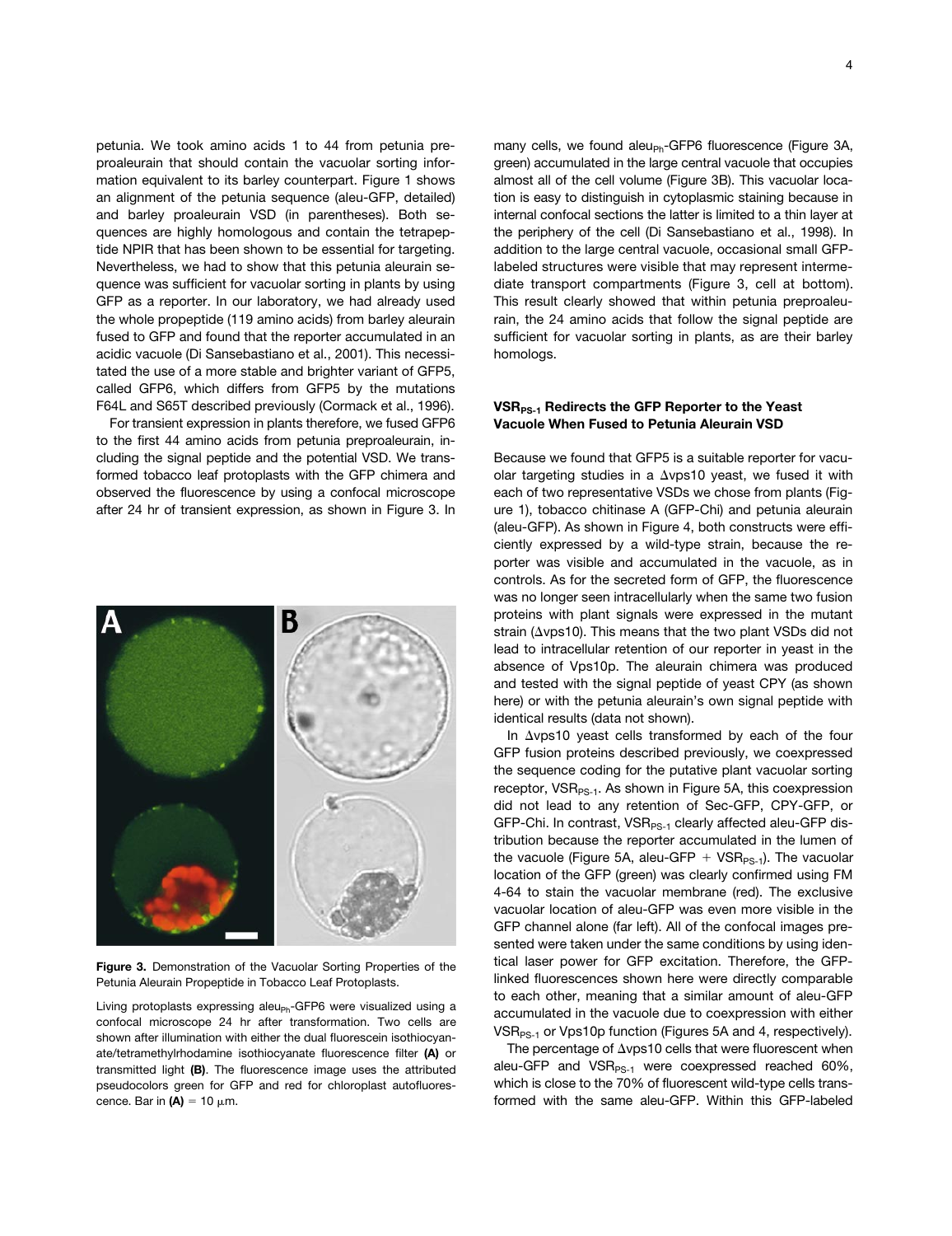petunia. We took amino acids 1 to 44 from petunia preproaleurain that should contain the vacuolar sorting information equivalent to its barley counterpart. Figure 1 shows an alignment of the petunia sequence (aleu-GFP, detailed) and barley proaleurain VSD (in parentheses). Both sequences are highly homologous and contain the tetrapeptide NPIR that has been shown to be essential for targeting. Nevertheless, we had to show that this petunia aleurain sequence was sufficient for vacuolar sorting in plants by using GFP as a reporter. In our laboratory, we had already used the whole propeptide (119 amino acids) from barley aleurain fused to GFP and found that the reporter accumulated in an acidic vacuole (Di Sansebastiano et al., 2001). This necessitated the use of a more stable and brighter variant of GFP5, called GFP6, which differs from GFP5 by the mutations F64L and S65T described previously (Cormack et al., 1996).

For transient expression in plants therefore, we fused GFP6 to the first 44 amino acids from petunia preproaleurain, including the signal peptide and the potential VSD. We transformed tobacco leaf protoplasts with the GFP chimera and observed the fluorescence by using a confocal microscope after 24 hr of transient expression, as shown in Figure 3. In many cells, we found $aleu_{Ph}$-GFP6 fluorescence (Figure 3A, green) accumulated in the large central vacuole that occupies almost all of the cell volume (Figure 3B). This vacuolar location is easy to distinguish in cytoplasmic staining because in internal confocal sections the latter is limited to a thin layer at the periphery of the cell (Di Sansebastiano et al., 1998). In addition to the large central vacuole, occasional small GFP-labeled structures were visible that may represent intermediate transport compartments (Figure 3, cell at bottom). This result clearly showed that within petunia preproaleurain, the 24 amino acids that follow the signal peptide are sufficient for vacuolar sorting in plants, as are their barley homologs.

**Figure 3.** Demonstration of the Vacuolar Sorting Properties of the Petunia Aleurain Propeptide in Tobacco Leaf Protoplasts.

Living protoplasts expressing $aleu_{Ph}$-GFP6 were visualized using a confocal microscope 24 hr after transformation. Two cells are shown after illumination with either the dual fluorescein isothiocyanate/tetramethylrhodamine isothiocyanate fluorescence filter **(A)** or transmitted light **(B)**. The fluorescence image uses the attributed pseudocolors green for GFP and red for chloroplast autofluorescence. Bar in **(A)** = 10 μm.

### $VSR_{PS-1}$ Redirects the GFP Reporter to the Yeast Vacuole When Fused to Petunia Aleurain VSD

Because we found that GFP5 is a suitable reporter for vacuolar targeting studies in a Δvps10 yeast, we fused it with each of two representative VSDs we chose from plants (Figure 1), tobacco chitinase A (GFP-Chi) and petunia aleurain (aleu-GFP). As shown in Figure 4, both constructs were efficiently expressed by a wild-type strain, because the reporter was visible and accumulated in the vacuole, as in controls. As for the secreted form of GFP, the fluorescence was no longer seen intracellularly when the same two fusion proteins with plant signals were expressed in the mutant strain (Δvps10). This means that the two plant VSDs did not lead to intracellular retention of our reporter in yeast in the absence of Vps10p. The aleurain chimera was produced and tested with the signal peptide of yeast CPY (as shown here) or with the petunia aleurain's own signal peptide with identical results (data not shown).

In Δvps10 yeast cells transformed by each of the four GFP fusion proteins described previously, we coexpressed the sequence coding for the putative plant vacuolar sorting receptor, $VSR_{PS-1}$. As shown in Figure 5A, this coexpression did not lead to any retention of Sec-GFP, CPY-GFP, or GFP-Chi. In contrast, $VSR_{PS-1}$ clearly affected aleu-GFP distribution because the reporter accumulated in the lumen of the vacuole (Figure 5A, aleu-GFP + $VSR_{PS-1}$). The vacuolar location of the GFP (green) was clearly confirmed using FM 4-64 to stain the vacuolar membrane (red). The exclusive vacuolar location of aleu-GFP was even more visible in the GFP channel alone (far left). All of the confocal images presented were taken under the same conditions by using identical laser power for GFP excitation. Therefore, the GFP-linked fluorescences shown here were directly comparable to each other, meaning that a similar amount of aleu-GFP accumulated in the vacuole due to coexpression with either $VSR_{PS-1}$ or Vps10p function (Figures 5A and 4, respectively).

The percentage of Δvps10 cells that were fluorescent when aleu-GFP and $VSR_{PS-1}$ were coexpressed reached 60%, which is close to the 70% of fluorescent wild-type cells transformed with the same aleu-GFP. Within this GFP-labeled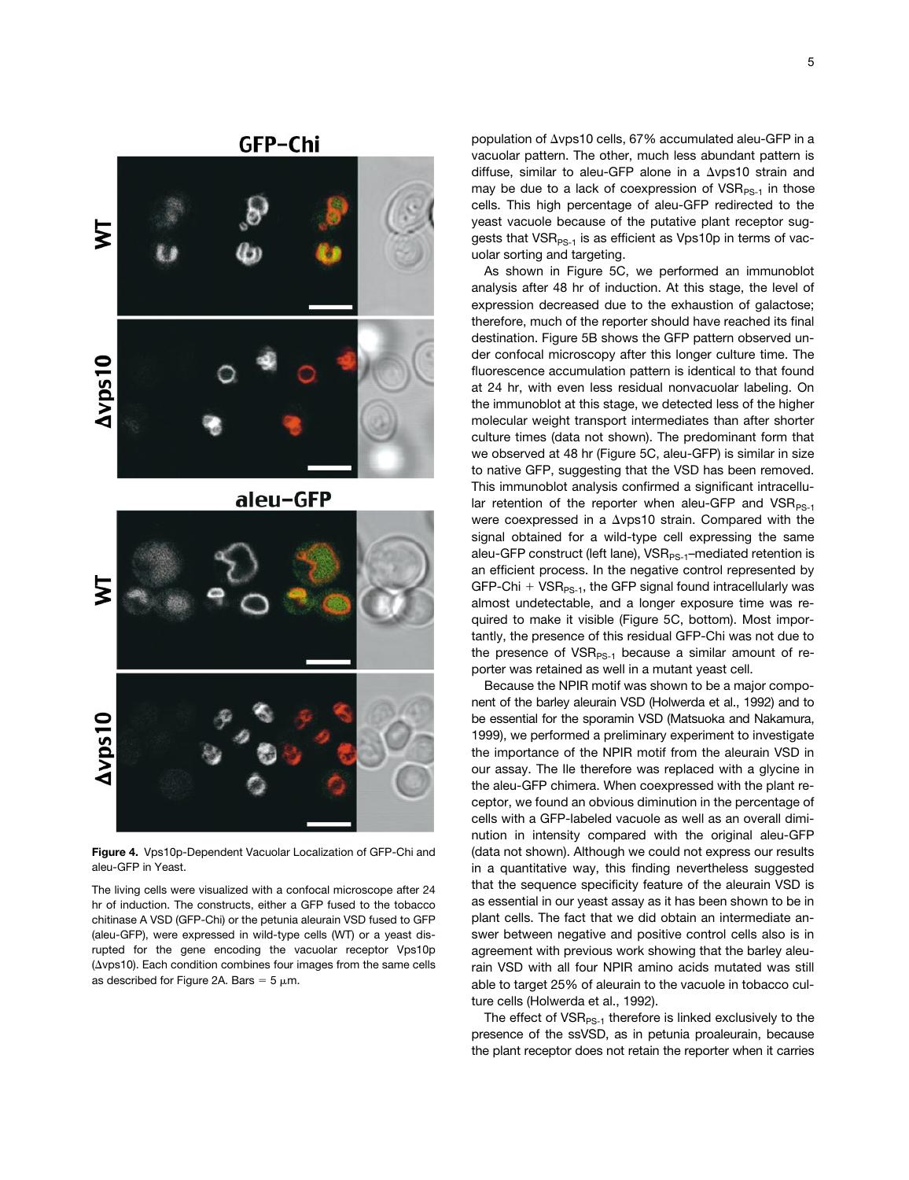**Figure 4.** Vps10p-Dependent Vacuolar Localization of GFP-Chi and aleu-GFP in Yeast.

The living cells were visualized with a confocal microscope after 24 hr of induction. The constructs, either a GFP fused to the tobacco chitinase A VSD (GFP-Chi) or the petunia aleurain VSD fused to GFP (aleu-GFP), were expressed in wild-type cells (WT) or a yeast disrupted for the gene encoding the vacuolar receptor Vps10p (Δvps10). Each condition combines four images from the same cells as described for Figure 2A. Bars = 5 μm.

population of Δvps10 cells, 67% accumulated aleu-GFP in a vacuolar pattern. The other, much less abundant pattern is diffuse, similar to aleu-GFP alone in a Δvps10 strain and may be due to a lack of coexpression of $VSR_{PS-1}$ in those cells. This high percentage of aleu-GFP redirected to the yeast vacuole because of the putative plant receptor suggests that $VSR_{PS-1}$ is as efficient as Vps10p in terms of vacuolar sorting and targeting.

As shown in Figure 5C, we performed an immunoblot analysis after 48 hr of induction. At this stage, the level of expression decreased due to the exhaustion of galactose; therefore, much of the reporter should have reached its final destination. Figure 5B shows the GFP pattern observed under confocal microscopy after this longer culture time. The fluorescence accumulation pattern is identical to that found at 24 hr, with even less residual nonvacuolar labeling. On the immunoblot at this stage, we detected less of the higher molecular weight transport intermediates than after shorter culture times (data not shown). The predominant form that we observed at 48 hr (Figure 5C, aleu-GFP) is similar in size to native GFP, suggesting that the VSD has been removed. This immunoblot analysis confirmed a significant intracellular retention of the reporter when aleu-GFP and $VSR_{PS-1}$ were coexpressed in a Δvps10 strain. Compared with the signal obtained for a wild-type cell expressing the same aleu-GFP construct (left lane), $VSR_{PS-1}$–mediated retention is an efficient process. In the negative control represented by GFP-Chi + $VSR_{PS-1}$, the GFP signal found intracellularly was almost undetectable, and a longer exposure time was required to make it visible (Figure 5C, bottom). Most importantly, the presence of this residual GFP-Chi was not due to the presence of $VSR_{PS-1}$ because a similar amount of reporter was retained as well in a mutant yeast cell.

Because the NPIR motif was shown to be a major component of the barley aleurain VSD (Holwerda et al., 1992) and to be essential for the sporamin VSD (Matsuoka and Nakamura, 1999), we performed a preliminary experiment to investigate the importance of the NPIR motif from the aleurain VSD in our assay. The Ile therefore was replaced with a glycine in the aleu-GFP chimera. When coexpressed with the plant receptor, we found an obvious diminution in the percentage of cells with a GFP-labeled vacuole as well as an overall diminution in intensity compared with the original aleu-GFP (data not shown). Although we could not express our results in a quantitative way, this finding nevertheless suggested that the sequence specificity feature of the aleurain VSD is as essential in our yeast assay as it has been shown to be in plant cells. The fact that we did obtain an intermediate answer between negative and positive control cells also is in agreement with previous work showing that the barley aleurain VSD with all four NPIR amino acids mutated was still able to target 25% of aleurain to the vacuole in tobacco culture cells (Holwerda et al., 1992).

The effect of $VSR_{PS-1}$ therefore is linked exclusively to the presence of the ssVSD, as in petunia proaleurain, because the plant receptor does not retain the reporter when it carries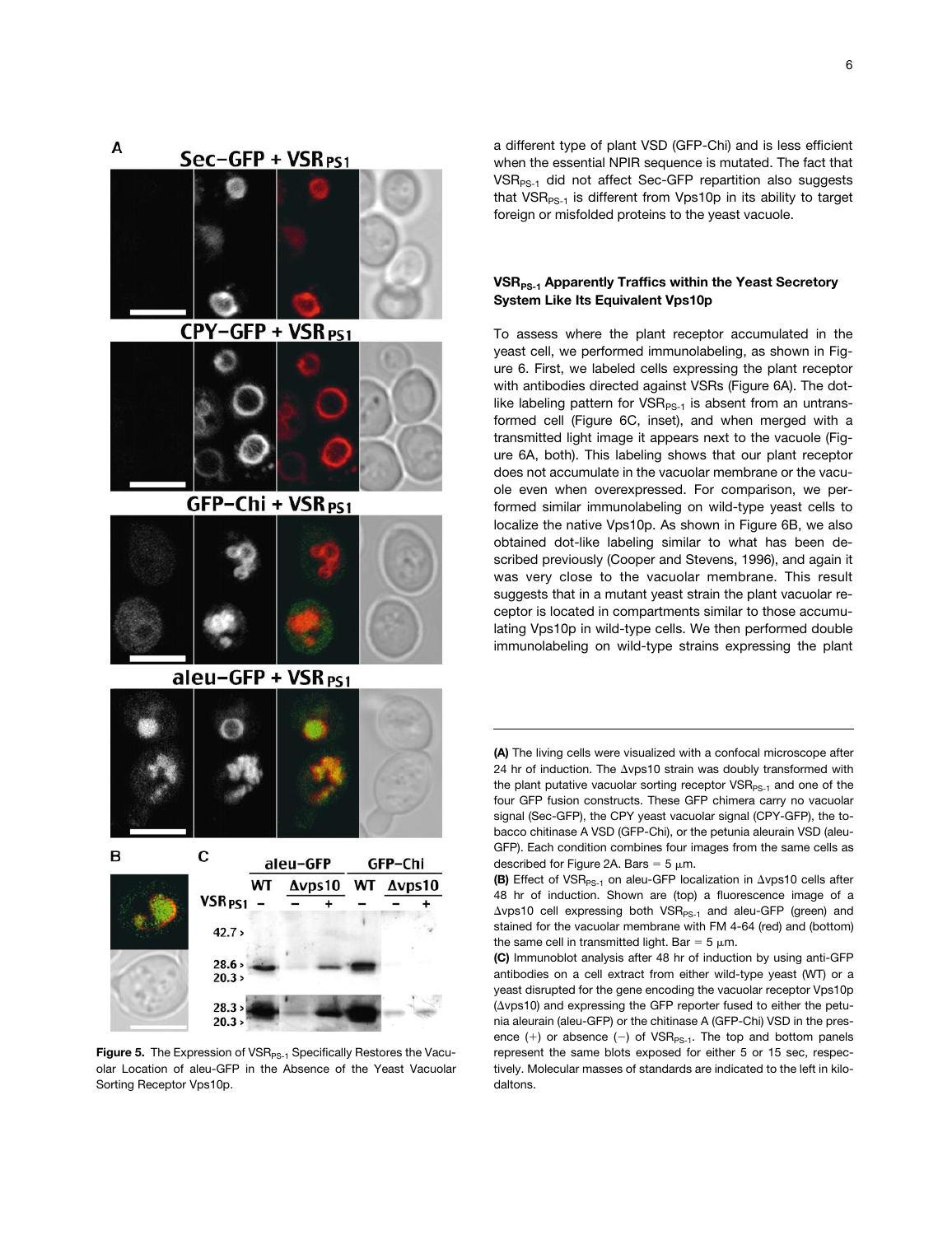a different type of plant VSD (GFP-Chi) and is less efficient when the essential NPIR sequence is mutated. The fact that $VSR_{PS-1}$ did not affect Sec-GFP repartition also suggests that $VSR_{PS-1}$ is different from Vps10p in its ability to target foreign or misfolded proteins to the yeast vacuole.

### $VSR_{PS-1}$ Apparently Traffics within the Yeast Secretory System Like Its Equivalent Vps10p

To assess where the plant receptor accumulated in the yeast cell, we performed immunolabeling, as shown in Figure 6. First, we labeled cells expressing the plant receptor with antibodies directed against VSRs (Figure 6A). The dot-like labeling pattern for $VSR_{PS-1}$ is absent from an untransformed cell (Figure 6C, inset), and when merged with a transmitted light image it appears next to the vacuole (Figure 6A, both). This labeling shows that our plant receptor does not accumulate in the vacuolar membrane or the vacuole even when overexpressed. For comparison, we performed similar immunolabeling on wild-type yeast cells to localize the native Vps10p. As shown in Figure 6B, we also obtained dot-like labeling similar to what has been described previously (Cooper and Stevens, 1996), and again it was very close to the vacuolar membrane. This result suggests that in a mutant yeast strain the plant vacuolar receptor is located in compartments similar to those accumulating Vps10p in wild-type cells. We then performed double immunolabeling on wild-type strains expressing the plant

**Figure 5.** The Expression of $VSR_{PS-1}$ Specifically Restores the Vacuolar Location of aleu-GFP in the Absence of the Yeast Vacuolar Sorting Receptor Vps10p.

**(A)** The living cells were visualized with a confocal microscope after 24 hr of induction. The Δvps10 strain was doubly transformed with the plant putative vacuolar sorting receptor $VSR_{PS-1}$ and one of the four GFP fusion constructs. These GFP chimera carry no vacuolar signal (Sec-GFP), the CPY yeast vacuolar signal (CPY-GFP), the tobacco chitinase A VSD (GFP-Chi), or the petunia aleurain VSD (aleu-GFP). Each condition combines four images from the same cells as described for Figure 2A. Bars = 5 μm.

**(B)** Effect of $VSR_{PS-1}$ on aleu-GFP localization in Δvps10 cells after 48 hr of induction. Shown are (top) a fluorescence image of a Δvps10 cell expressing both $VSR_{PS-1}$ and aleu-GFP (green) and stained for the vacuolar membrane with FM 4-64 (red) and (bottom) the same cell in transmitted light. Bar = 5 μm.

**(C)** Immunoblot analysis after 48 hr of induction by using anti-GFP antibodies on a cell extract from either wild-type yeast (WT) or a yeast disrupted for the gene encoding the vacuolar receptor Vps10p (Δvps10) and expressing the GFP reporter fused to either the petunia aleurain (aleu-GFP) or the chitinase A (GFP-Chi) VSD in the presence (+) or absence (−) of $VSR_{PS-1}$. The top and bottom panels represent the same blots exposed for either 5 or 15 sec, respectively. Molecular masses of standards are indicated to the left in kilodaltons.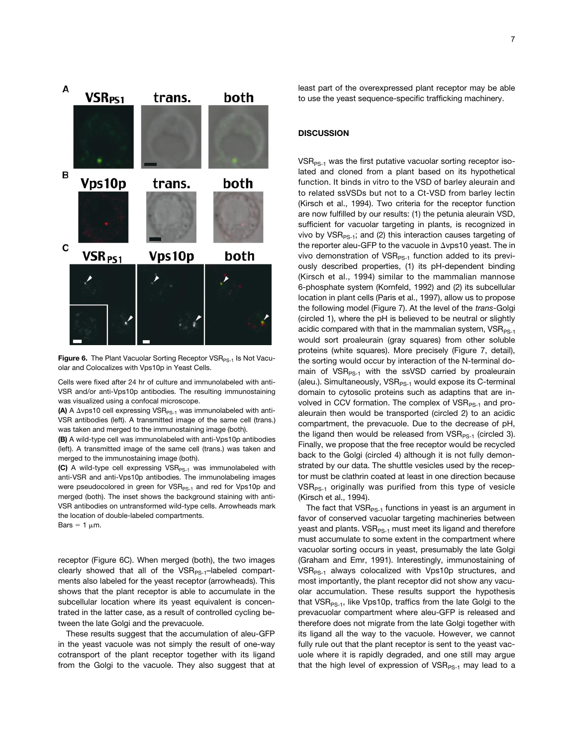**Figure 6.** The Plant Vacuolar Sorting Receptor $VSR_{PS-1}$ Is Not Vacuolar and Colocalizes with Vps10p in Yeast Cells.

Cells were fixed after 24 hr of culture and immunolabeled with anti-VSR and/or anti-Vps10p antibodies. The resulting immunostaining was visualized using a confocal microscope.

**(A)** A Δvps10 cell expressing $VSR_{PS-1}$ was immunolabeled with anti-VSR antibodies (left). A transmitted image of the same cell (trans.) was taken and merged to the immunostaining image (both).

**(B)** A wild-type cell was immunolabeled with anti-Vps10p antibodies (left). A transmitted image of the same cell (trans.) was taken and merged to the immunostaining image (both).

**(C)** A wild-type cell expressing $VSR_{PS-1}$ was immunolabeled with anti-VSR and anti-Vps10p antibodies. The immunolabeling images were pseudocolored in green for $VSR_{PS-1}$ and red for Vps10p and merged (both). The inset shows the background staining with anti-VSR antibodies on untransformed wild-type cells. Arrowheads mark the location of double-labeled compartments.

Bars = 1 μm.

receptor (Figure 6C). When merged (both), the two images clearly showed that all of the $VSR_{PS-1}$–labeled compartments also labeled for the yeast receptor (arrowheads). This shows that the plant receptor is able to accumulate in the subcellular location where its yeast equivalent is concentrated in the latter case, as a result of controlled cycling between the late Golgi and the prevacuole.

These results suggest that the accumulation of aleu-GFP in the yeast vacuole was not simply the result of one-way cotransport of the plant receptor together with its ligand from the Golgi to the vacuole. They also suggest that at least part of the overexpressed plant receptor may be able to use the yeast sequence-specific trafficking machinery.

## DISCUSSION

$VSR_{PS-1}$ was the first putative vacuolar sorting receptor isolated and cloned from a plant based on its hypothetical function. It binds in vitro to the VSD of barley aleurain and to related ssVSDs but not to a Ct-VSD from barley lectin (Kirsch et al., 1994). Two criteria for the receptor function are now fulfilled by our results: (1) the petunia aleurain VSD, sufficient for vacuolar targeting in plants, is recognized in vivo by $VSR_{PS-1}$; and (2) this interaction causes targeting of the reporter aleu-GFP to the vacuole in Δvps10 yeast. The in vivo demonstration of $VSR_{PS-1}$ function added to its previously described properties, (1) its pH-dependent binding (Kirsch et al., 1994) similar to the mammalian mannose 6-phosphate system (Kornfeld, 1992) and (2) its subcellular location in plant cells (Paris et al., 1997), allow us to propose the following model (Figure 7). At the level of the *trans*-Golgi (circled 1), where the pH is believed to be neutral or slightly acidic compared with that in the mammalian system, $VSR_{PS-1}$ would sort proaleurain (gray squares) from other soluble proteins (white squares). More precisely (Figure 7, detail), the sorting would occur by interaction of the N-terminal domain of $VSR_{PS-1}$ with the ssVSD carried by proaleurain (aleu.). Simultaneously, $VSR_{PS-1}$ would expose its C-terminal domain to cytosolic proteins such as adaptins that are involved in CCV formation. The complex of $VSR_{PS-1}$ and proaleurain then would be transported (circled 2) to an acidic compartment, the prevacuole. Due to the decrease of pH, the ligand then would be released from $VSR_{PS-1}$ (circled 3). Finally, we propose that the free receptor would be recycled back to the Golgi (circled 4) although it is not fully demonstrated by our data. The shuttle vesicles used by the receptor must be clathrin coated at least in one direction because $VSR_{PS-1}$ originally was purified from this type of vesicle (Kirsch et al., 1994).

The fact that $VSR_{PS-1}$ functions in yeast is an argument in favor of conserved vacuolar targeting machineries between yeast and plants. $VSR_{PS-1}$ must meet its ligand and therefore must accumulate to some extent in the compartment where vacuolar sorting occurs in yeast, presumably the late Golgi (Graham and Emr, 1991). Interestingly, immunostaining of $VSR_{PS-1}$ always colocalized with Vps10p structures, and most importantly, the plant receptor did not show any vacuolar accumulation. These results support the hypothesis that $VSR_{PS-1}$, like Vps10p, traffics from the late Golgi to the prevacuolar compartment where aleu-GFP is released and therefore does not migrate from the late Golgi together with its ligand all the way to the vacuole. However, we cannot fully rule out that the plant receptor is sent to the yeast vacuole where it is rapidly degraded, and one still may argue that the high level of expression of $VSR_{PS-1}$ may lead to a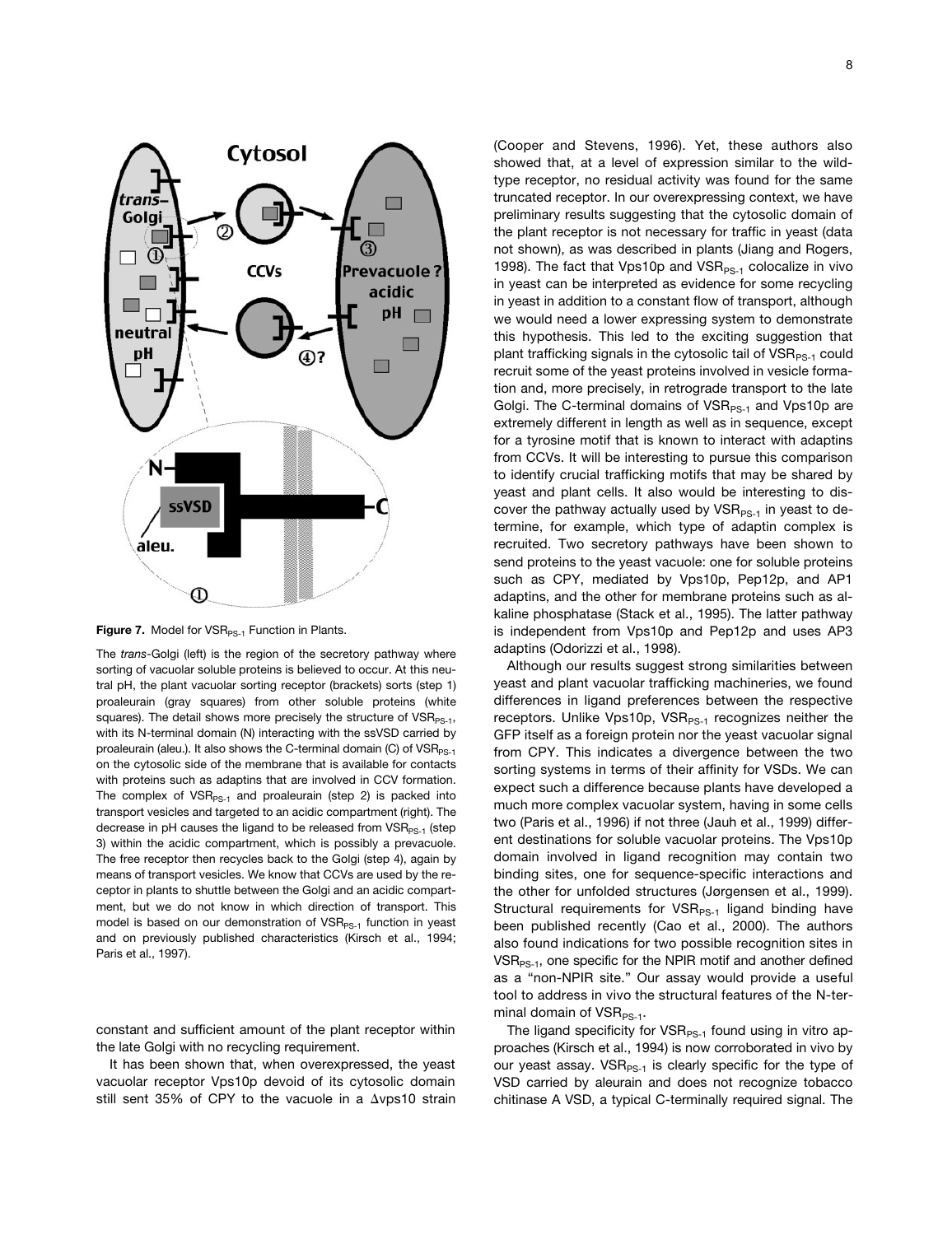**Figure 7.** Model for $VSR_{PS-1}$ Function in Plants.

The *trans*-Golgi (left) is the region of the secretory pathway where sorting of vacuolar soluble proteins is believed to occur. At this neutral pH, the plant vacuolar sorting receptor (brackets) sorts (step 1) proaleurain (gray squares) from other soluble proteins (white squares). The detail shows more precisely the structure of $VSR_{PS-1}$, with its N-terminal domain (N) interacting with the ssVSD carried by proaleurain (aleu.). It also shows the C-terminal domain (C) of $VSR_{PS-1}$ on the cytosolic side of the membrane that is available for contacts with proteins such as adaptins that are involved in CCV formation. The complex of $VSR_{PS-1}$ and proaleurain (step 2) is packed into transport vesicles and targeted to an acidic compartment (right). The decrease in pH causes the ligand to be released from $VSR_{PS-1}$ (step 3) within the acidic compartment, which is possibly a prevacuole. The free receptor then recycles back to the Golgi (step 4), again by means of transport vesicles. We know that CCVs are used by the receptor in plants to shuttle between the Golgi and an acidic compartment, but we do not know in which direction of transport. This model is based on our demonstration of $VSR_{PS-1}$ function in yeast and on previously published characteristics (Kirsch et al., 1994; Paris et al., 1997).

constant and sufficient amount of the plant receptor within the late Golgi with no recycling requirement.

It has been shown that, when overexpressed, the yeast vacuolar receptor Vps10p devoid of its cytosolic domain still sent 35% of CPY to the vacuole in a Δvps10 strain (Cooper and Stevens, 1996). Yet, these authors also showed that, at a level of expression similar to the wild-type receptor, no residual activity was found for the same truncated receptor. In our overexpressing context, we have preliminary results suggesting that the cytosolic domain of the plant receptor is not necessary for traffic in yeast (data not shown), as was described in plants (Jiang and Rogers, 1998). The fact that Vps10p and $VSR_{PS-1}$ colocalize in vivo in yeast can be interpreted as evidence for some recycling in yeast in addition to a constant flow of transport, although we would need a lower expressing system to demonstrate this hypothesis. This led to the exciting suggestion that plant trafficking signals in the cytosolic tail of $VSR_{PS-1}$ could recruit some of the yeast proteins involved in vesicle formation and, more precisely, in retrograde transport to the late Golgi. The C-terminal domains of $VSR_{PS-1}$ and Vps10p are extremely different in length as well as in sequence, except for a tyrosine motif that is known to interact with adaptins from CCVs. It will be interesting to pursue this comparison to identify crucial trafficking motifs that may be shared by yeast and plant cells. It also would be interesting to discover the pathway actually used by $VSR_{PS-1}$ in yeast to determine, for example, which type of adaptin complex is recruited. Two secretory pathways have been shown to send proteins to the yeast vacuole: one for soluble proteins such as CPY, mediated by Vps10p, Pep12p, and AP1 adaptins, and the other for membrane proteins such as alkaline phosphatase (Stack et al., 1995). The latter pathway is independent from Vps10p and Pep12p and uses AP3 adaptins (Odorizzi et al., 1998).

Although our results suggest strong similarities between yeast and plant vacuolar trafficking machineries, we found differences in ligand preferences between the respective receptors. Unlike Vps10p, $VSR_{PS-1}$ recognizes neither the GFP itself as a foreign protein nor the yeast vacuolar signal from CPY. This indicates a divergence between the two sorting systems in terms of their affinity for VSDs. We can expect such a difference because plants have developed a much more complex vacuolar system, having in some cells two (Paris et al., 1996) if not three (Jauh et al., 1999) different destinations for soluble vacuolar proteins. The Vps10p domain involved in ligand recognition may contain two binding sites, one for sequence-specific interactions and the other for unfolded structures (Jørgensen et al., 1999). Structural requirements for $VSR_{PS-1}$ ligand binding have been published recently (Cao et al., 2000). The authors also found indications for two possible recognition sites in $VSR_{PS-1}$, one specific for the NPIR motif and another defined as a "non-NPIR site." Our assay would provide a useful tool to address in vivo the structural features of the N-terminal domain of $VSR_{PS-1}$.

The ligand specificity for $VSR_{PS-1}$ found using in vitro approaches (Kirsch et al., 1994) is now corroborated in vivo by our yeast assay. $VSR_{PS-1}$ is clearly specific for the type of VSD carried by aleurain and does not recognize tobacco chitinase A VSD, a typical C-terminally required signal. The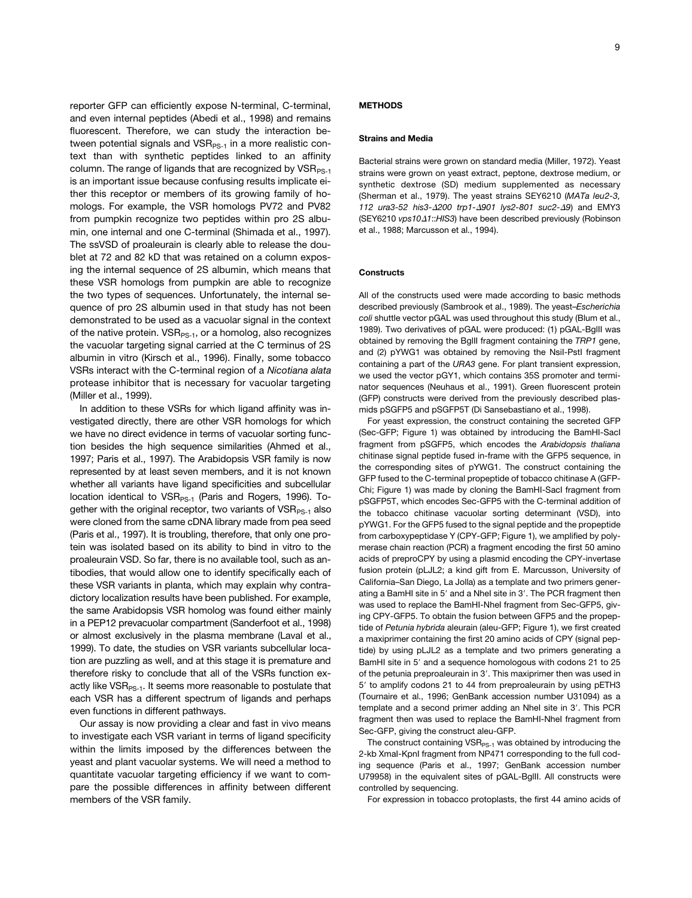reporter GFP can efficiently expose N-terminal, C-terminal, and even internal peptides (Abedi et al., 1998) and remains fluorescent. Therefore, we can study the interaction between potential signals and $VSR_{PS-1}$ in a more realistic context than with synthetic peptides linked to an affinity column. The range of ligands that are recognized by $VSR_{PS-1}$ is an important issue because confusing results implicate either this receptor or members of its growing family of homologs. For example, the VSR homologs PV72 and PV82 from pumpkin recognize two peptides within pro 2S albumin, one internal and one C-terminal (Shimada et al., 1997). The ssVSD of proaleurain is clearly able to release the doublet at 72 and 82 kD that was retained on a column exposing the internal sequence of 2S albumin, which means that these VSR homologs from pumpkin are able to recognize the two types of sequences. Unfortunately, the internal sequence of pro 2S albumin used in that study has not been demonstrated to be used as a vacuolar signal in the context of the native protein. $VSR_{PS-1}$, or a homolog, also recognizes the vacuolar targeting signal carried at the C terminus of 2S albumin in vitro (Kirsch et al., 1996). Finally, some tobacco VSRs interact with the C-terminal region of a *Nicotiana alata* protease inhibitor that is necessary for vacuolar targeting (Miller et al., 1999).

In addition to these VSRs for which ligand affinity was investigated directly, there are other VSR homologs for which we have no direct evidence in terms of vacuolar sorting function besides the high sequence similarities (Ahmed et al., 1997; Paris et al., 1997). The Arabidopsis VSR family is now represented by at least seven members, and it is not known whether all variants have ligand specificities and subcellular location identical to $VSR_{PS-1}$ (Paris and Rogers, 1996). Together with the original receptor, two variants of $VSR_{PS-1}$ also were cloned from the same cDNA library made from pea seed (Paris et al., 1997). It is troubling, therefore, that only one protein was isolated based on its ability to bind in vitro to the proaleurain VSD. So far, there is no available tool, such as antibodies, that would allow one to identify specifically each of these VSR variants in planta, which may explain why contradictory localization results have been published. For example, the same Arabidopsis VSR homolog was found either mainly in a PEP12 prevacuolar compartment (Sanderfoot et al., 1998) or almost exclusively in the plasma membrane (Laval et al., 1999). To date, the studies on VSR variants subcellular location are puzzling as well, and at this stage it is premature and therefore risky to conclude that all of the VSRs function exactly like $VSR_{PS-1}$. It seems more reasonable to postulate that each VSR has a different spectrum of ligands and perhaps even functions in different pathways.

Our assay is now providing a clear and fast in vivo means to investigate each VSR variant in terms of ligand specificity within the limits imposed by the differences between the yeast and plant vacuolar systems. We will need a method to quantitate vacuolar targeting efficiency if we want to compare the possible differences in affinity between different members of the VSR family.

## METHODS

### Strains and Media

Bacterial strains were grown on standard media (Miller, 1972). Yeast strains were grown on yeast extract, peptone, dextrose medium, or synthetic dextrose (SD) medium supplemented as necessary (Sherman et al., 1979). The yeast strains SEY6210 (*MATa leu2-3, 112 ura3-52 his3-Δ200 trp1-Δ901 lys2-801 suc2-Δ9*) and EMY3 (SEY6210 *vps10Δ1::HIS3*) have been described previously (Robinson et al., 1988; Marcusson et al., 1994).

### Constructs

All of the constructs used were made according to basic methods described previously (Sambrook et al., 1989). The yeast–*Escherichia coli* shuttle vector pGAL was used throughout this study (Blum et al., 1989). Two derivatives of pGAL were produced: (1) pGAL-BglII was obtained by removing the BglII fragment containing the *TRP1* gene, and (2) pYWG1 was obtained by removing the NsiI-PstI fragment containing a part of the *URA3* gene. For plant transient expression, we used the vector pGY1, which contains 35S promoter and terminator sequences (Neuhaus et al., 1991). Green fluorescent protein (GFP) constructs were derived from the previously described plasmids pSGFP5 and pSGFP5T (Di Sansebastiano et al., 1998).

For yeast expression, the construct containing the secreted GFP (Sec-GFP; Figure 1) was obtained by introducing the BamHI-SacI fragment from pSGFP5, which encodes the *Arabidopsis thaliana* chitinase signal peptide fused in-frame with the GFP5 sequence, in the corresponding sites of pYWG1. The construct containing the GFP fused to the C-terminal propeptide of tobacco chitinase A (GFP-Chi; Figure 1) was made by cloning the BamHI-SacI fragment from pSGFP5T, which encodes Sec-GFP5 with the C-terminal addition of the tobacco chitinase vacuolar sorting determinant (VSD), into pYWG1. For the GFP5 fused to the signal peptide and the propeptide from carboxypeptidase Y (CPY-GFP; Figure 1), we amplified by polymerase chain reaction (PCR) a fragment encoding the first 50 amino acids of preproCPY by using a plasmid encoding the CPY-invertase fusion protein (pLJL2; a kind gift from E. Marcusson, University of California–San Diego, La Jolla) as a template and two primers generating a BamHI site in 5′ and a NheI site in 3′. The PCR fragment then was used to replace the BamHI-NheI fragment from Sec-GFP5, giving CPY-GFP5. To obtain the fusion between GFP5 and the propeptide of *Petunia hybrida* aleurain (aleu-GFP; Figure 1), we first created a maxiprimer containing the first 20 amino acids of CPY (signal peptide) by using pLJL2 as a template and two primers generating a BamHI site in 5′ and a sequence homologous with codons 21 to 25 of the petunia preproaleurain in 3′. This maxiprimer then was used in 5′ to amplify codons 21 to 44 from preproaleurain by using pETH3 (Tournaire et al., 1996; GenBank accession number U31094) as a template and a second primer adding an NheI site in 3′. This PCR fragment then was used to replace the BamHI-NheI fragment from Sec-GFP, giving the construct aleu-GFP.

The construct containing $VSR_{PS-1}$ was obtained by introducing the 2-kb XmaI-KpnI fragment from NP471 corresponding to the full coding sequence (Paris et al., 1997; GenBank accession number U79958) in the equivalent sites of pGAL-BglII. All constructs were controlled by sequencing.

For expression in tobacco protoplasts, the first 44 amino acids of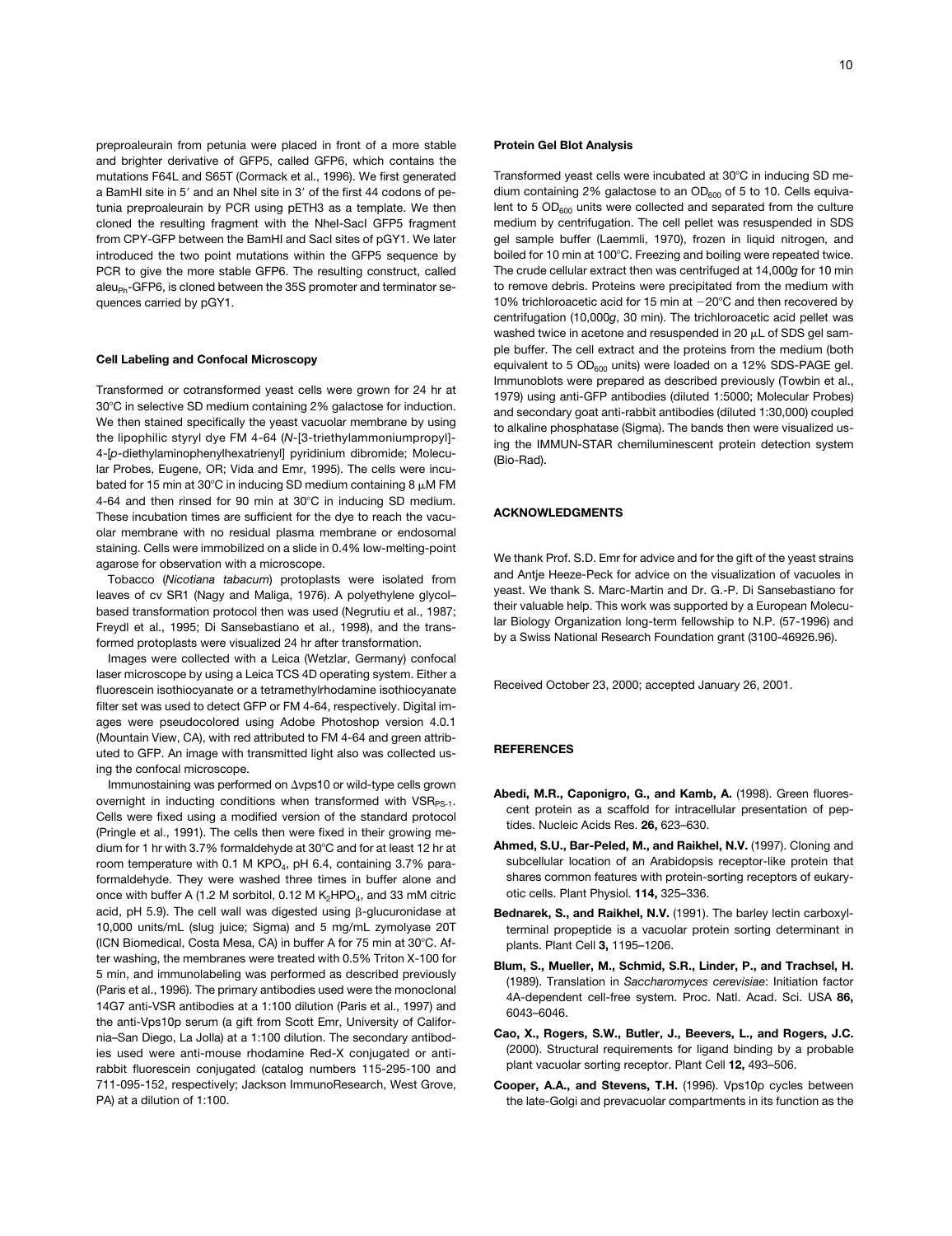preproaleurain from petunia were placed in front of a more stable and brighter derivative of GFP5, called GFP6, which contains the mutations F64L and S65T (Cormack et al., 1996). We first generated a BamHI site in 5′ and an NheI site in 3′ of the first 44 codons of petunia preproaleurain by PCR using pETH3 as a template. We then cloned the resulting fragment with the NheI-SacI GFP5 fragment from CPY-GFP between the BamHI and SacI sites of pGY1. We later introduced the two point mutations within the GFP5 sequence by PCR to give the more stable GFP6. The resulting construct, called $aleu_{Ph}$-GFP6, is cloned between the 35S promoter and terminator sequences carried by pGY1.

### Cell Labeling and Confocal Microscopy

Transformed or cotransformed yeast cells were grown for 24 hr at 30°C in selective SD medium containing 2% galactose for induction. We then stained specifically the yeast vacuolar membrane by using the lipophilic styryl dye FM 4-64 (*N*-[3-triethylammoniumpropyl]-4-[*p*-diethylaminophenylhexatrienyl] pyridinium dibromide; Molecular Probes, Eugene, OR; Vida and Emr, 1995). The cells were incubated for 15 min at 30°C in inducing SD medium containing 8 μM FM 4-64 and then rinsed for 90 min at 30°C in inducing SD medium. These incubation times are sufficient for the dye to reach the vacuolar membrane with no residual plasma membrane or endosomal staining. Cells were immobilized on a slide in 0.4% low-melting-point agarose for observation with a microscope.

Tobacco (*Nicotiana tabacum*) protoplasts were isolated from leaves of cv SR1 (Nagy and Maliga, 1976). A polyethylene glycol–based transformation protocol then was used (Negrutiu et al., 1987; Freydl et al., 1995; Di Sansebastiano et al., 1998), and the transformed protoplasts were visualized 24 hr after transformation.

Images were collected with a Leica (Wetzlar, Germany) confocal laser microscope by using a Leica TCS 4D operating system. Either a fluorescein isothiocyanate or a tetramethylrhodamine isothiocyanate filter set was used to detect GFP or FM 4-64, respectively. Digital images were pseudocolored using Adobe Photoshop version 4.0.1 (Mountain View, CA), with red attributed to FM 4-64 and green attributed to GFP. An image with transmitted light also was collected using the confocal microscope.

Immunostaining was performed on Δvps10 or wild-type cells grown overnight in inducting conditions when transformed with $VSR_{PS-1}$. Cells were fixed using a modified version of the standard protocol (Pringle et al., 1991). The cells then were fixed in their growing medium for 1 hr with 3.7% formaldehyde at 30°C and for at least 12 hr at room temperature with 0.1 M $KPO_4$, pH 6.4, containing 3.7% paraformaldehyde. They were washed three times in buffer alone and once with buffer A (1.2 M sorbitol, 0.12 M $K_2HPO_4$, and 33 mM citric acid, pH 5.9). The cell wall was digested using β-glucuronidase at 10,000 units/mL (slug juice; Sigma) and 5 mg/mL zymolyase 20T (ICN Biomedical, Costa Mesa, CA) in buffer A for 75 min at 30°C. After washing, the membranes were treated with 0.5% Triton X-100 for 5 min, and immunolabeling was performed as described previously (Paris et al., 1996). The primary antibodies used were the monoclonal 14G7 anti-VSR antibodies at a 1:100 dilution (Paris et al., 1997) and the anti-Vps10p serum (a gift from Scott Emr, University of California–San Diego, La Jolla) at a 1:100 dilution. The secondary antibodies used were anti-mouse rhodamine Red-X conjugated or anti-rabbit fluorescein conjugated (catalog numbers 115-295-100 and 711-095-152, respectively; Jackson ImmunoResearch, West Grove, PA) at a dilution of 1:100.

### Protein Gel Blot Analysis

Transformed yeast cells were incubated at 30°C in inducing SD medium containing 2% galactose to an $OD_{600}$ of 5 to 10. Cells equivalent to 5 $OD_{600}$ units were collected and separated from the culture medium by centrifugation. The cell pellet was resuspended in SDS gel sample buffer (Laemmli, 1970), frozen in liquid nitrogen, and boiled for 10 min at 100°C. Freezing and boiling were repeated twice. The crude cellular extract then was centrifuged at 14,000*g* for 10 min to remove debris. Proteins were precipitated from the medium with 10% trichloroacetic acid for 15 min at −20°C and then recovered by centrifugation (10,000*g*, 30 min). The trichloroacetic acid pellet was washed twice in acetone and resuspended in 20 μL of SDS gel sample buffer. The cell extract and the proteins from the medium (both equivalent to 5 $OD_{600}$ units) were loaded on a 12% SDS-PAGE gel. Immunoblots were prepared as described previously (Towbin et al., 1979) using anti-GFP antibodies (diluted 1:5000; Molecular Probes) and secondary goat anti-rabbit antibodies (diluted 1:30,000) coupled to alkaline phosphatase (Sigma). The bands then were visualized using the IMMUN-STAR chemiluminescent protein detection system (Bio-Rad).

## ACKNOWLEDGMENTS

We thank Prof. S.D. Emr for advice and for the gift of the yeast strains and Antje Heeze-Peck for advice on the visualization of vacuoles in yeast. We thank S. Marc-Martin and Dr. G.-P. Di Sansebastiano for their valuable help. This work was supported by a European Molecular Biology Organization long-term fellowship to N.P. (57-1996) and by a Swiss National Research Foundation grant (3100-46926.96).

Received October 23, 2000; accepted January 26, 2001.

## REFERENCES

**Abedi, M.R., Caponigro, G., and Kamb, A.** (1998). Green fluorescent protein as a scaffold for intracellular presentation of peptides. Nucleic Acids Res. **26,** 623–630.

**Ahmed, S.U., Bar-Peled, M., and Raikhel, N.V.** (1997). Cloning and subcellular location of an Arabidopsis receptor-like protein that shares common features with protein-sorting receptors of eukaryotic cells. Plant Physiol. **114,** 325–336.

**Bednarek, S., and Raikhel, N.V.** (1991). The barley lectin carboxyl-terminal propeptide is a vacuolar protein sorting determinant in plants. Plant Cell **3,** 1195–1206.

**Blum, S., Mueller, M., Schmid, S.R., Linder, P., and Trachsel, H.** (1989). Translation in *Saccharomyces cerevisiae*: Initiation factor 4A-dependent cell-free system. Proc. Natl. Acad. Sci. USA **86,** 6043–6046.

**Cao, X., Rogers, S.W., Butler, J., Beevers, L., and Rogers, J.C.** (2000). Structural requirements for ligand binding by a probable plant vacuolar sorting receptor. Plant Cell **12,** 493–506.

**Cooper, A.A., and Stevens, T.H.** (1996). Vps10p cycles between the late-Golgi and prevacuolar compartments in its function as the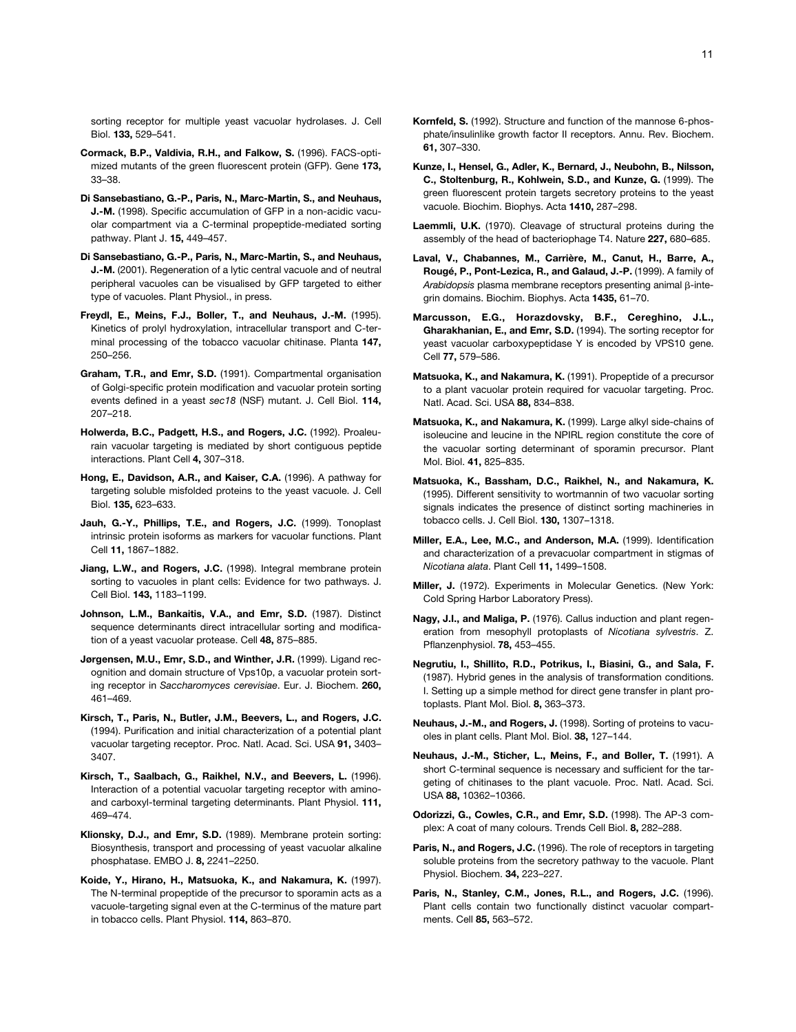sorting receptor for multiple yeast vacuolar hydrolases. J. Cell Biol. **133,** 529–541.

**Cormack, B.P., Valdivia, R.H., and Falkow, S.** (1996). FACS-optimized mutants of the green fluorescent protein (GFP). Gene **173,** 33–38.

**Di Sansebastiano, G.-P., Paris, N., Marc-Martin, S., and Neuhaus, J.-M.** (1998). Specific accumulation of GFP in a non-acidic vacuolar compartment via a C-terminal propeptide-mediated sorting pathway. Plant J. **15,** 449–457.

**Di Sansebastiano, G.-P., Paris, N., Marc-Martin, S., and Neuhaus, J.-M.** (2001). Regeneration of a lytic central vacuole and of neutral peripheral vacuoles can be visualised by GFP targeted to either type of vacuoles. Plant Physiol., in press.

**Freydl, E., Meins, F.J., Boller, T., and Neuhaus, J.-M.** (1995). Kinetics of prolyl hydroxylation, intracellular transport and C-terminal processing of the tobacco vacuolar chitinase. Planta **147,** 250–256.

**Graham, T.R., and Emr, S.D.** (1991). Compartmental organisation of Golgi-specific protein modification and vacuolar protein sorting events defined in a yeast *sec18* (NSF) mutant. J. Cell Biol. **114,** 207–218.

**Holwerda, B.C., Padgett, H.S., and Rogers, J.C.** (1992). Proaleurain vacuolar targeting is mediated by short contiguous peptide interactions. Plant Cell **4,** 307–318.

**Hong, E., Davidson, A.R., and Kaiser, C.A.** (1996). A pathway for targeting soluble misfolded proteins to the yeast vacuole. J. Cell Biol. **135,** 623–633.

**Jauh, G.-Y., Phillips, T.E., and Rogers, J.C.** (1999). Tonoplast intrinsic protein isoforms as markers for vacuolar functions. Plant Cell **11,** 1867–1882.

**Jiang, L.W., and Rogers, J.C.** (1998). Integral membrane protein sorting to vacuoles in plant cells: Evidence for two pathways. J. Cell Biol. **143,** 1183–1199.

**Johnson, L.M., Bankaitis, V.A., and Emr, S.D.** (1987). Distinct sequence determinants direct intracellular sorting and modification of a yeast vacuolar protease. Cell **48,** 875–885.

**Jørgensen, M.U., Emr, S.D., and Winther, J.R.** (1999). Ligand recognition and domain structure of Vps10p, a vacuolar protein sorting receptor in *Saccharomyces cerevisiae*. Eur. J. Biochem. **260,** 461–469.

**Kirsch, T., Paris, N., Butler, J.M., Beevers, L., and Rogers, J.C.** (1994). Purification and initial characterization of a potential plant vacuolar targeting receptor. Proc. Natl. Acad. Sci. USA **91,** 3403–3407.

**Kirsch, T., Saalbach, G., Raikhel, N.V., and Beevers, L.** (1996). Interaction of a potential vacuolar targeting receptor with amino- and carboxyl-terminal targeting determinants. Plant Physiol. **111,** 469–474.

**Klionsky, D.J., and Emr, S.D.** (1989). Membrane protein sorting: Biosynthesis, transport and processing of yeast vacuolar alkaline phosphatase. EMBO J. **8,** 2241–2250.

**Koide, Y., Hirano, H., Matsuoka, K., and Nakamura, K.** (1997). The N-terminal propeptide of the precursor to sporamin acts as a vacuole-targeting signal even at the C-terminus of the mature part in tobacco cells. Plant Physiol. **114,** 863–870.

**Kornfeld, S.** (1992). Structure and function of the mannose 6-phosphate/insulinlike growth factor II receptors. Annu. Rev. Biochem. **61,** 307–330.

**Kunze, I., Hensel, G., Adler, K., Bernard, J., Neubohn, B., Nilsson, C., Stoltenburg, R., Kohlwein, S.D., and Kunze, G.** (1999). The green fluorescent protein targets secretory proteins to the yeast vacuole. Biochim. Biophys. Acta **1410,** 287–298.

**Laemmli, U.K.** (1970). Cleavage of structural proteins during the assembly of the head of bacteriophage T4. Nature **227,** 680–685.

**Laval, V., Chabannes, M., Carrière, M., Canut, H., Barre, A., Rougé, P., Pont-Lezica, R., and Galaud, J.-P.** (1999). A family of *Arabidopsis* plasma membrane receptors presenting animal β-integrin domains. Biochim. Biophys. Acta **1435,** 61–70.

**Marcusson, E.G., Horazdovsky, B.F., Cereghino, J.L., Gharakhanian, E., and Emr, S.D.** (1994). The sorting receptor for yeast vacuolar carboxypeptidase Y is encoded by VPS10 gene. Cell **77,** 579–586.

**Matsuoka, K., and Nakamura, K.** (1991). Propeptide of a precursor to a plant vacuolar protein required for vacuolar targeting. Proc. Natl. Acad. Sci. USA **88,** 834–838.

**Matsuoka, K., and Nakamura, K.** (1999). Large alkyl side-chains of isoleucine and leucine in the NPIRL region constitute the core of the vacuolar sorting determinant of sporamin precursor. Plant Mol. Biol. **41,** 825–835.

**Matsuoka, K., Bassham, D.C., Raikhel, N., and Nakamura, K.** (1995). Different sensitivity to wortmannin of two vacuolar sorting signals indicates the presence of distinct sorting machineries in tobacco cells. J. Cell Biol. **130,** 1307–1318.

**Miller, E.A., Lee, M.C., and Anderson, M.A.** (1999). Identification and characterization of a prevacuolar compartment in stigmas of *Nicotiana alata*. Plant Cell **11,** 1499–1508.

**Miller, J.** (1972). Experiments in Molecular Genetics. (New York: Cold Spring Harbor Laboratory Press).

**Nagy, J.I., and Maliga, P.** (1976). Callus induction and plant regeneration from mesophyll protoplasts of *Nicotiana sylvestris*. Z. Pflanzenphysiol. **78,** 453–455.

**Negrutiu, I., Shillito, R.D., Potrikus, I., Biasini, G., and Sala, F.** (1987). Hybrid genes in the analysis of transformation conditions. I. Setting up a simple method for direct gene transfer in plant protoplasts. Plant Mol. Biol. **8,** 363–373.

**Neuhaus, J.-M., and Rogers, J.** (1998). Sorting of proteins to vacuoles in plant cells. Plant Mol. Biol. **38,** 127–144.

**Neuhaus, J.-M., Sticher, L., Meins, F., and Boller, T.** (1991). A short C-terminal sequence is necessary and sufficient for the targeting of chitinases to the plant vacuole. Proc. Natl. Acad. Sci. USA **88,** 10362–10366.

**Odorizzi, G., Cowles, C.R., and Emr, S.D.** (1998). The AP-3 complex: A coat of many colours. Trends Cell Biol. **8,** 282–288.

**Paris, N., and Rogers, J.C.** (1996). The role of receptors in targeting soluble proteins from the secretory pathway to the vacuole. Plant Physiol. Biochem. **34,** 223–227.

**Paris, N., Stanley, C.M., Jones, R.L., and Rogers, J.C.** (1996). Plant cells contain two functionally distinct vacuolar compartments. Cell **85,** 563–572.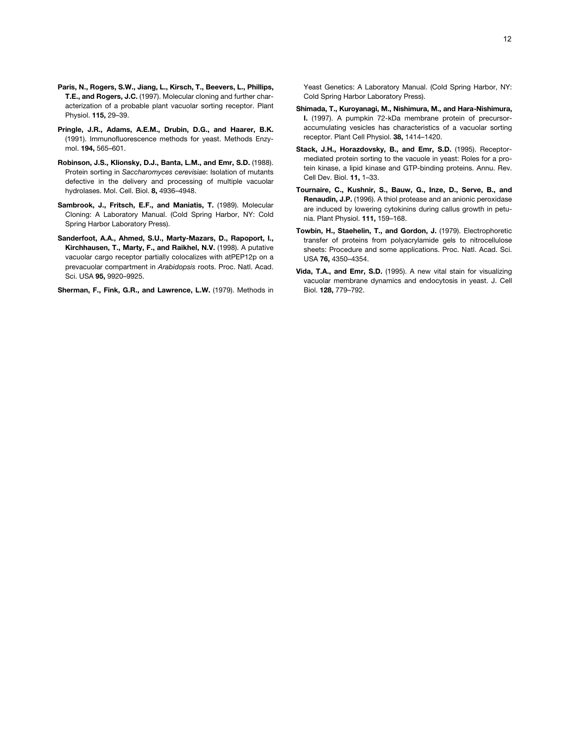**Paris, N., Rogers, S.W., Jiang, L., Kirsch, T., Beevers, L., Phillips, T.E., and Rogers, J.C.** (1997). Molecular cloning and further characterization of a probable plant vacuolar sorting receptor. Plant Physiol. **115,** 29–39.

**Pringle, J.R., Adams, A.E.M., Drubin, D.G., and Haarer, B.K.** (1991). Immunofluorescence methods for yeast. Methods Enzymol. **194,** 565–601.

**Robinson, J.S., Klionsky, D.J., Banta, L.M., and Emr, S.D.** (1988). Protein sorting in *Saccharomyces cerevisiae*: Isolation of mutants defective in the delivery and processing of multiple vacuolar hydrolases. Mol. Cell. Biol. **8,** 4936–4948.

**Sambrook, J., Fritsch, E.F., and Maniatis, T.** (1989). Molecular Cloning: A Laboratory Manual. (Cold Spring Harbor, NY: Cold Spring Harbor Laboratory Press).

**Sanderfoot, A.A., Ahmed, S.U., Marty-Mazars, D., Rapoport, I., Kirchhausen, T., Marty, F., and Raikhel, N.V.** (1998). A putative vacuolar cargo receptor partially colocalizes with atPEP12p on a prevacuolar compartment in *Arabidopsis* roots. Proc. Natl. Acad. Sci. USA **95,** 9920–9925.

**Sherman, F., Fink, G.R., and Lawrence, L.W.** (1979). Methods in Yeast Genetics: A Laboratory Manual. (Cold Spring Harbor, NY: Cold Spring Harbor Laboratory Press).

**Shimada, T., Kuroyanagi, M., Nishimura, M., and Hara-Nishimura, I.** (1997). A pumpkin 72-kDa membrane protein of precursor-accumulating vesicles has characteristics of a vacuolar sorting receptor. Plant Cell Physiol. **38,** 1414–1420.

**Stack, J.H., Horazdovsky, B., and Emr, S.D.** (1995). Receptor-mediated protein sorting to the vacuole in yeast: Roles for a protein kinase, a lipid kinase and GTP-binding proteins. Annu. Rev. Cell Dev. Biol. **11,** 1–33.

**Tournaire, C., Kushnir, S., Bauw, G., Inze, D., Serve, B., and Renaudin, J.P.** (1996). A thiol protease and an anionic peroxidase are induced by lowering cytokinins during callus growth in petunia. Plant Physiol. **111,** 159–168.

**Towbin, H., Staehelin, T., and Gordon, J.** (1979). Electrophoretic transfer of proteins from polyacrylamide gels to nitrocellulose sheets: Procedure and some applications. Proc. Natl. Acad. Sci. USA **76,** 4350–4354.

**Vida, T.A., and Emr, S.D.** (1995). A new vital stain for visualizing vacuolar membrane dynamics and endocytosis in yeast. J. Cell Biol. **128,** 779–792.